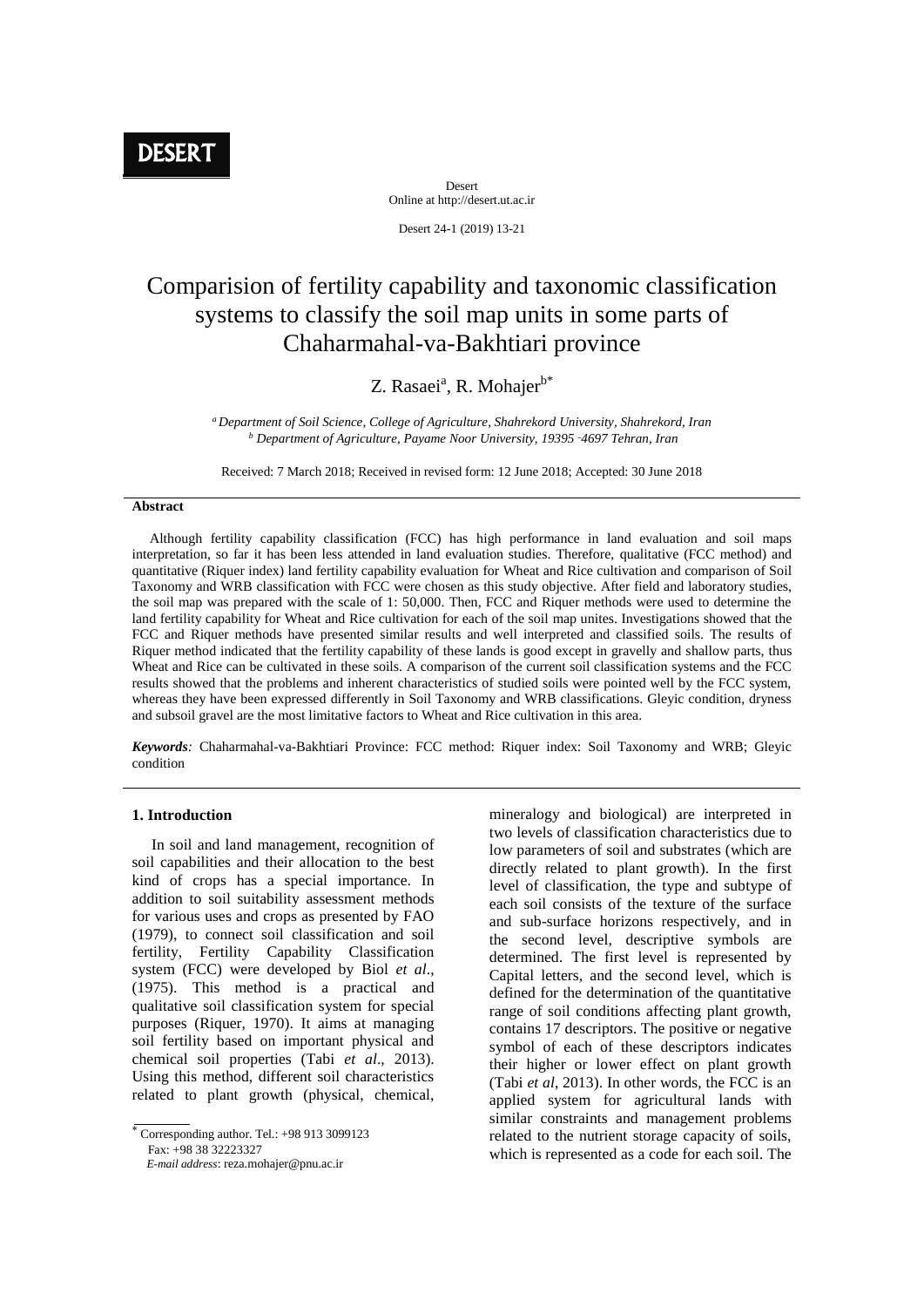DESERT

Desert
Online at http://desert.ut.ac.ir

# Comparision of fertility capability and taxonomic classification systems to classify the soil map units in some parts of Chaharmahal-va-Bakhtiari province

Z. Rasaei[a], R. Mohajer[b*]

[a] *Department of Soil Science, College of Agriculture, Shahrekord University, Shahrekord, Iran*
[b] *Department of Agriculture, Payame Noor University, 19395 -4697 Tehran, Iran*

Received: 7 March 2018; Received in revised form: 12 June 2018; Accepted: 30 June 2018

## Abstract

Although fertility capability classification (FCC) has high performance in land evaluation and soil maps interpretation, so far it has been less attended in land evaluation studies. Therefore, qualitative (FCC method) and quantitative (Riquer index) land fertility capability evaluation for Wheat and Rice cultivation and comparison of Soil Taxonomy and WRB classification with FCC were chosen as this study objective. After field and laboratory studies, the soil map was prepared with the scale of 1: 50,000. Then, FCC and Riquer methods were used to determine the land fertility capability for Wheat and Rice cultivation for each of the soil map unites. Investigations showed that the FCC and Riquer methods have presented similar results and well interpreted and classified soils. The results of Riquer method indicated that the fertility capability of these lands is good except in gravelly and shallow parts, thus Wheat and Rice can be cultivated in these soils. A comparison of the current soil classification systems and the FCC results showed that the problems and inherent characteristics of studied soils were pointed well by the FCC system, whereas they have been expressed differently in Soil Taxonomy and WRB classifications. Gleyic condition, dryness and subsoil gravel are the most limitative factors to Wheat and Rice cultivation in this area.

***Keywords****:* Chaharmahal-va-Bakhtiari Province: FCC method: Riquer index: Soil Taxonomy and WRB; Gleyic condition

## 1. Introduction

In soil and land management, recognition of soil capabilities and their allocation to the best kind of crops has a special importance. In addition to soil suitability assessment methods for various uses and crops as presented by FAO (1979), to connect soil classification and soil fertility, Fertility Capability Classification system (FCC) were developed by Biol *et al*., (1975). This method is a practical and qualitative soil classification system for special purposes (Riquer, 1970). It aims at managing soil fertility based on important physical and chemical soil properties (Tabi *et al*., 2013). Using this method, different soil characteristics related to plant growth (physical, chemical, mineralogy and biological) are interpreted in two levels of classification characteristics due to low parameters of soil and substrates (which are directly related to plant growth). In the first level of classification, the type and subtype of each soil consists of the texture of the surface and sub-surface horizons respectively, and in the second level, descriptive symbols are determined. The first level is represented by Capital letters, and the second level, which is defined for the determination of the quantitative range of soil conditions affecting plant growth, contains 17 descriptors. The positive or negative symbol of each of these descriptors indicates their higher or lower effect on plant growth (Tabi *et al*, 2013). In other words, the FCC is an applied system for agricultural lands with similar constraints and management problems related to the nutrient storage capacity of soils, which is represented as a code for each soil. The

[*] Corresponding author. Tel.: +98 913 3099123
Fax: +98 38 32223327
*E-mail address*: reza.mohajer@pnu.ac.ir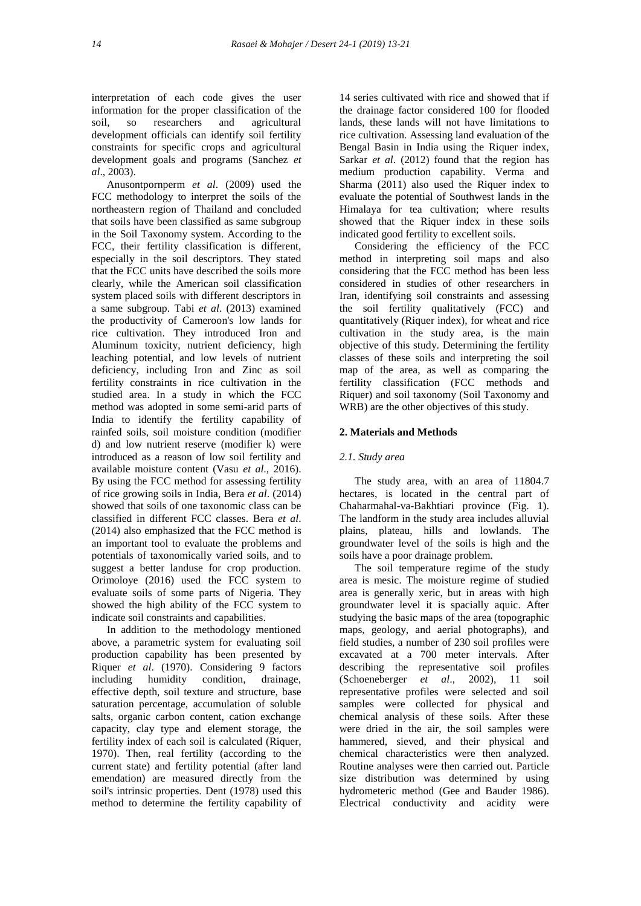interpretation of each code gives the user information for the proper classification of the soil, so researchers and agricultural development officials can identify soil fertility constraints for specific crops and agricultural development goals and programs (Sanchez *et al*., 2003).

Anusontpornperm *et al*. (2009) used the FCC methodology to interpret the soils of the northeastern region of Thailand and concluded that soils have been classified as same subgroup in the Soil Taxonomy system. According to the FCC, their fertility classification is different, especially in the soil descriptors. They stated that the FCC units have described the soils more clearly, while the American soil classification system placed soils with different descriptors in a same subgroup. Tabi *et al*. (2013) examined the productivity of Cameroon's low lands for rice cultivation. They introduced Iron and Aluminum toxicity, nutrient deficiency, high leaching potential, and low levels of nutrient deficiency, including Iron and Zinc as soil fertility constraints in rice cultivation in the studied area. In a study in which the FCC method was adopted in some semi-arid parts of India to identify the fertility capability of rainfed soils, soil moisture condition (modifier d) and low nutrient reserve (modifier k) were introduced as a reason of low soil fertility and available moisture content (Vasu *et al*., 2016). By using the FCC method for assessing fertility of rice growing soils in India, Bera *et al*. (2014) showed that soils of one taxonomic class can be classified in different FCC classes. Bera *et al*. (2014) also emphasized that the FCC method is an important tool to evaluate the problems and potentials of taxonomically varied soils, and to suggest a better landuse for crop production. Orimoloye (2016) used the FCC system to evaluate soils of some parts of Nigeria. They showed the high ability of the FCC system to indicate soil constraints and capabilities.

In addition to the methodology mentioned above, a parametric system for evaluating soil production capability has been presented by Riquer *et al*. (1970). Considering 9 factors including humidity condition, drainage, effective depth, soil texture and structure, base saturation percentage, accumulation of soluble salts, organic carbon content, cation exchange capacity, clay type and element storage, the fertility index of each soil is calculated (Riquer, 1970). Then, real fertility (according to the current state) and fertility potential (after land emendation) are measured directly from the soil's intrinsic properties. Dent (1978) used this method to determine the fertility capability of 14 series cultivated with rice and showed that if the drainage factor considered 100 for flooded lands, these lands will not have limitations to rice cultivation. Assessing land evaluation of the Bengal Basin in India using the Riquer index, Sarkar *et al*. (2012) found that the region has medium production capability. Verma and Sharma (2011) also used the Riquer index to evaluate the potential of Southwest lands in the Himalaya for tea cultivation; where results showed that the Riquer index in these soils indicated good fertility to excellent soils.

Considering the efficiency of the FCC method in interpreting soil maps and also considering that the FCC method has been less considered in studies of other researchers in Iran, identifying soil constraints and assessing the soil fertility qualitatively (FCC) and quantitatively (Riquer index), for wheat and rice cultivation in the study area, is the main objective of this study. Determining the fertility classes of these soils and interpreting the soil map of the area, as well as comparing the fertility classification (FCC methods and Riquer) and soil taxonomy (Soil Taxonomy and WRB) are the other objectives of this study.

## 2. Materials and Methods

### *2.1. Study area*

The study area, with an area of 11804.7 hectares, is located in the central part of Chaharmahal-va-Bakhtiari province (Fig. 1). The landform in the study area includes alluvial plains, plateau, hills and lowlands. The groundwater level of the soils is high and the soils have a poor drainage problem.

The soil temperature regime of the study area is mesic. The moisture regime of studied area is generally xeric, but in areas with high groundwater level it is spatially aquic. After studying the basic maps of the area (topographic maps, geology, and aerial photographs), and field studies, a number of 230 soil profiles were excavated at a 700 meter intervals. After describing the representative soil profiles (Schoeneberger *et al*., 2002), 11 soil representative profiles were selected and soil samples were collected for physical and chemical analysis of these soils. After these were dried in the air, the soil samples were hammered, sieved, and their physical and chemical characteristics were then analyzed. Routine analyses were then carried out. Particle size distribution was determined by using hydrometeric method (Gee and Bauder 1986). Electrical conductivity and acidity were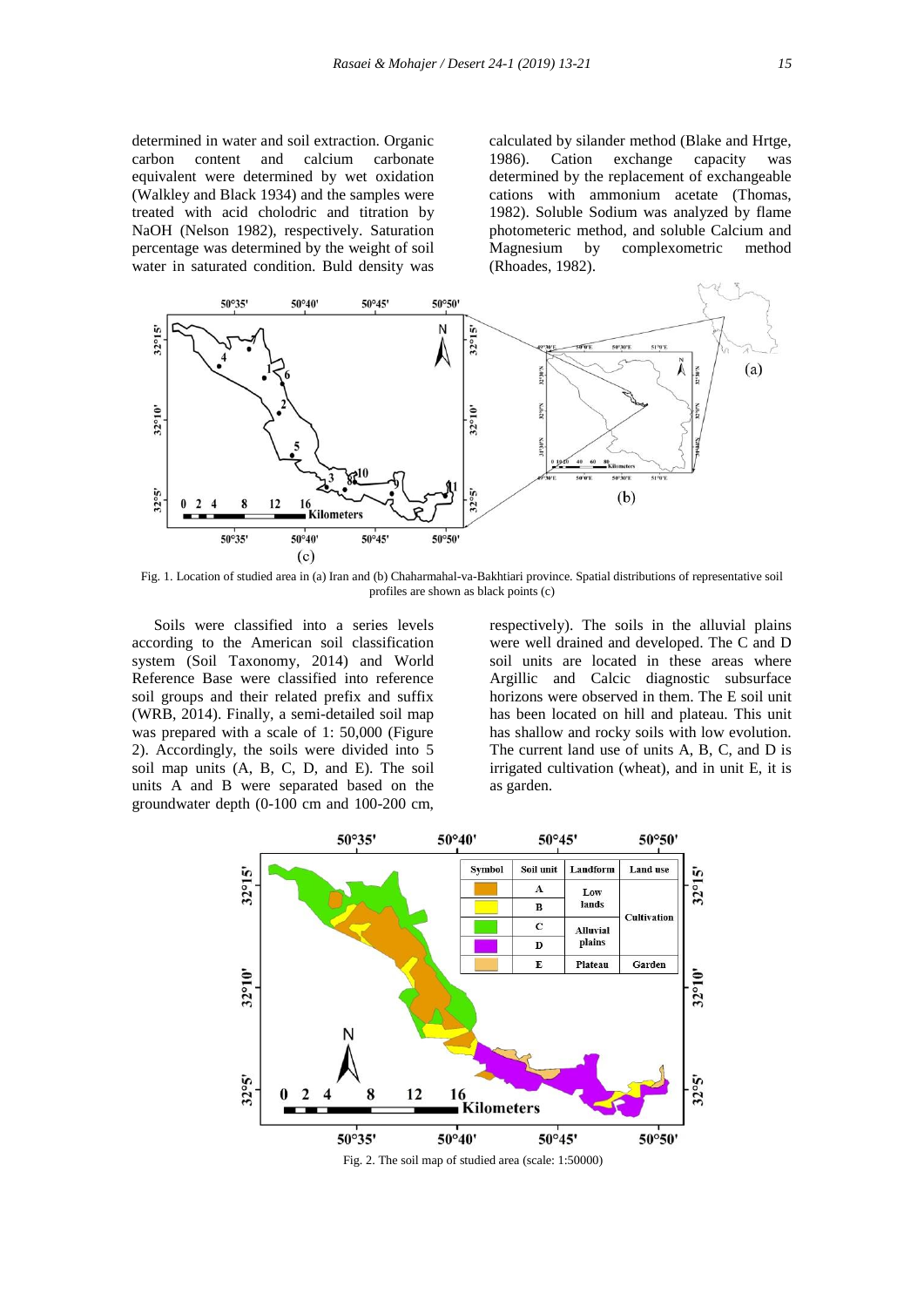determined in water and soil extraction. Organic carbon content and calcium carbonate equivalent were determined by wet oxidation (Walkley and Black 1934) and the samples were treated with acid cholodric and titration by NaOH (Nelson 1982), respectively. Saturation percentage was determined by the weight of soil water in saturated condition. Buld density was calculated by silander method (Blake and Hrtge, 1986). Cation exchange capacity was determined by the replacement of exchangeable cations with ammonium acetate (Thomas, 1982). Soluble Sodium was analyzed by flame photometeric method, and soluble Calcium and Magnesium by complexometric method (Rhoades, 1982).

Fig. 1. Location of studied area in (a) Iran and (b) Chaharmahal-va-Bakhtiari province. Spatial distributions of representative soil profiles are shown as black points (c)

Soils were classified into a series levels according to the American soil classification system (Soil Taxonomy, 2014) and World Reference Base were classified into reference soil groups and their related prefix and suffix (WRB, 2014). Finally, a semi-detailed soil map was prepared with a scale of 1: 50,000 (Figure 2). Accordingly, the soils were divided into 5 soil map units (A, B, C, D, and E). The soil units A and B were separated based on the groundwater depth (0-100 cm and 100-200 cm, respectively). The soils in the alluvial plains were well drained and developed. The C and D soil units are located in these areas where Argillic and Calcic diagnostic subsurface horizons were observed in them. The E soil unit has been located on hill and plateau. This unit has shallow and rocky soils with low evolution. The current land use of units A, B, C, and D is irrigated cultivation (wheat), and in unit E, it is as garden.

Fig. 2. The soil map of studied area (scale: 1:50000)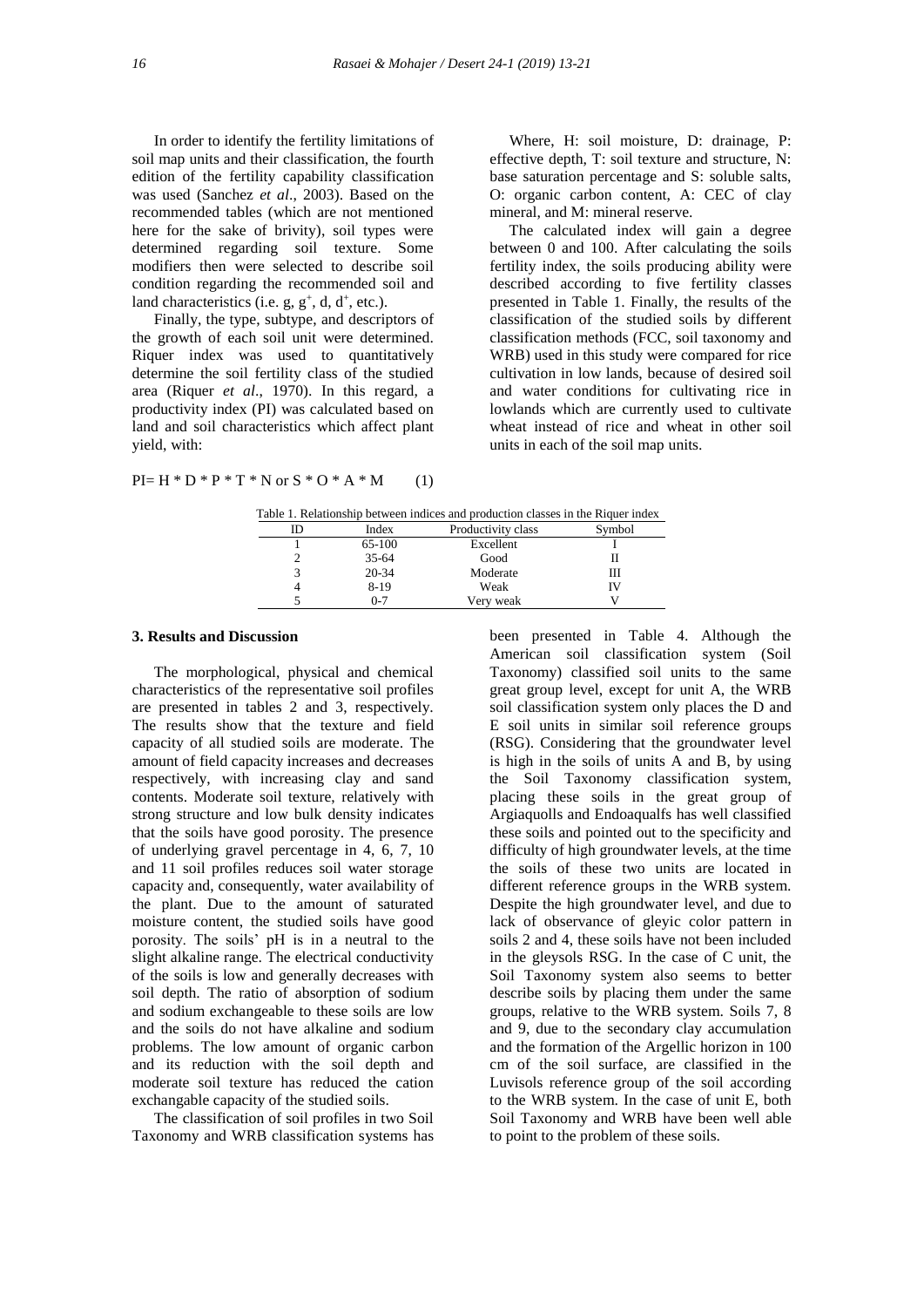In order to identify the fertility limitations of soil map units and their classification, the fourth edition of the fertility capability classification was used (Sanchez *et al*., 2003). Based on the recommended tables (which are not mentioned here for the sake of brivity), soil types were determined regarding soil texture. Some modifiers then were selected to describe soil condition regarding the recommended soil and land characteristics (i.e. g, $g^+$, d, $d^+$, etc.).

Finally, the type, subtype, and descriptors of the growth of each soil unit were determined. Riquer index was used to quantitatively determine the soil fertility class of the studied area (Riquer *et al*., 1970). In this regard, a productivity index (PI) was calculated based on land and soil characteristics which affect plant yield, with:

$$PI = H * D * P * T * N \text{ or } S * O * A * M \qquad (1)$$

Where, H: soil moisture, D: drainage, P: effective depth, T: soil texture and structure, N: base saturation percentage and S: soluble salts, O: organic carbon content, A: CEC of clay mineral, and M: mineral reserve.

The calculated index will gain a degree between 0 and 100. After calculating the soils fertility index, the soils producing ability were described according to five fertility classes presented in Table 1. Finally, the results of the classification of the studied soils by different classification methods (FCC, soil taxonomy and WRB) used in this study were compared for rice cultivation in low lands, because of desired soil and water conditions for cultivating rice in lowlands which are currently used to cultivate wheat instead of rice and wheat in other soil units in each of the soil map units.

Table 1. Relationship between indices and production classes in the Riquer index

| ID | Index | Productivity class | Symbol |
|---|---|---|---|
| 1 | 65-100 | Excellent | I |
| 2 | 35-64 | Good | II |
| 3 | 20-34 | Moderate | III |
| 4 | 8-19 | Weak | IV |
| 5 | 0-7 | Very weak | V |

## 3. Results and Discussion

The morphological, physical and chemical characteristics of the representative soil profiles are presented in tables 2 and 3, respectively. The results show that the texture and field capacity of all studied soils are moderate. The amount of field capacity increases and decreases respectively, with increasing clay and sand contents. Moderate soil texture, relatively with strong structure and low bulk density indicates that the soils have good porosity. The presence of underlying gravel percentage in 4, 6, 7, 10 and 11 soil profiles reduces soil water storage capacity and, consequently, water availability of the plant. Due to the amount of saturated moisture content, the studied soils have good porosity. The soils' pH is in a neutral to the slight alkaline range. The electrical conductivity of the soils is low and generally decreases with soil depth. The ratio of absorption of sodium and sodium exchangeable to these soils are low and the soils do not have alkaline and sodium problems. The low amount of organic carbon and its reduction with the soil depth and moderate soil texture has reduced the cation exchangable capacity of the studied soils.

The classification of soil profiles in two Soil Taxonomy and WRB classification systems has been presented in Table 4. Although the American soil classification system (Soil Taxonomy) classified soil units to the same great group level, except for unit A, the WRB soil classification system only places the D and E soil units in similar soil reference groups (RSG). Considering that the groundwater level is high in the soils of units A and B, by using the Soil Taxonomy classification system, placing these soils in the great group of Argiaquolls and Endoaqualfs has well classified these soils and pointed out to the specificity and difficulty of high groundwater levels, at the time the soils of these two units are located in different reference groups in the WRB system. Despite the high groundwater level, and due to lack of observance of gleyic color pattern in soils 2 and 4, these soils have not been included in the gleysols RSG. In the case of C unit, the Soil Taxonomy system also seems to better describe soils by placing them under the same groups, relative to the WRB system. Soils 7, 8 and 9, due to the secondary clay accumulation and the formation of the Argellic horizon in 100 cm of the soil surface, are classified in the Luvisols reference group of the soil according to the WRB system. In the case of unit E, both Soil Taxonomy and WRB have been well able to point to the problem of these soils.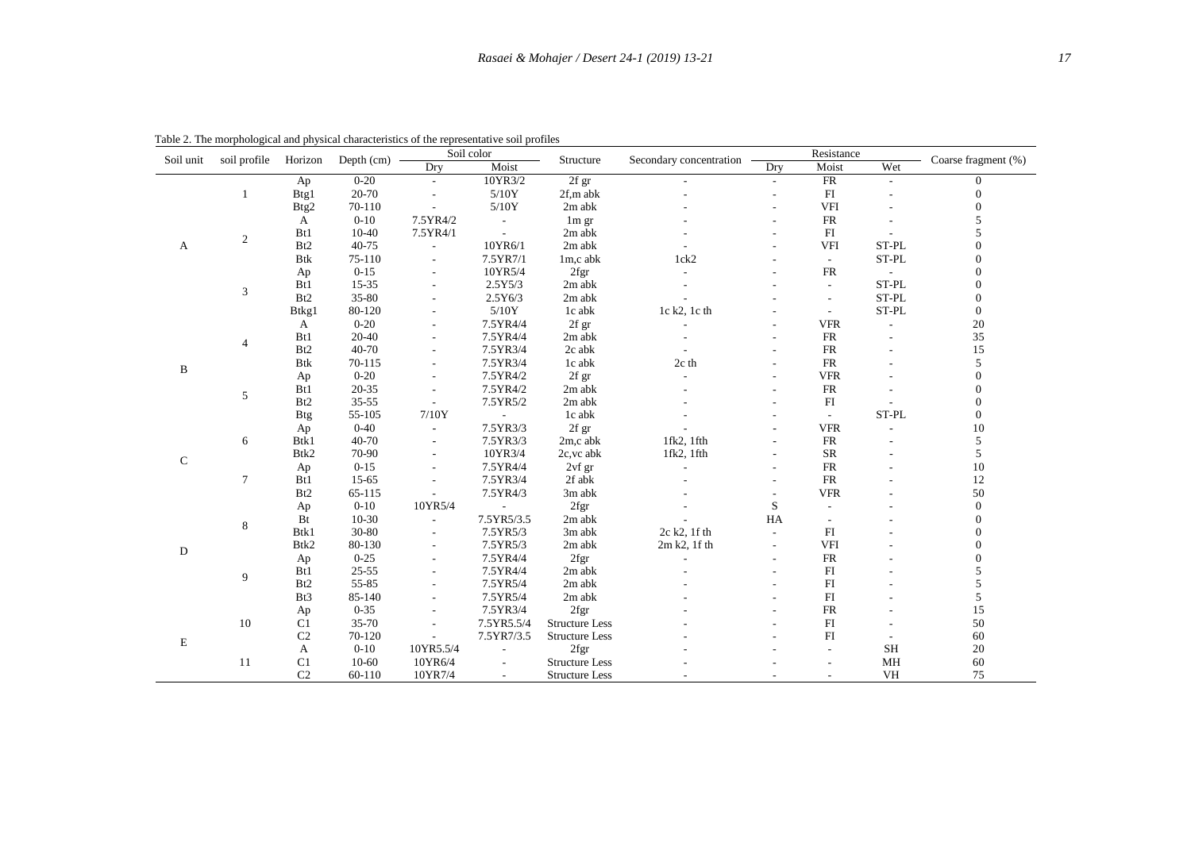Table 2. The morphological and physical characteristics of the representative soil profiles

| Soil unit | soil profile | Horizon | Depth (cm) | Soil color | | Structure | Secondary concentration | Resistance | | | Coarse fragment (%) |
|---|---|---|---|---|---|---|---|---|---|---|---|
| | | | | Dry | Moist | | | Dry | Moist | Wet | |
| A | 1 | Ap | 0-20 | - | 10YR3/2 | 2f gr | - | - | FR | - | 0 |
| | | Btg1 | 20-70 | - | 5/10Y | 2f,m abk | - | - | FI | - | 0 |
| | | Btg2 | 70-110 | - | 5/10Y | 2m abk | - | - | VFI | - | 0 |
| | 2 | A | 0-10 | 7.5YR4/2 | - | 1m gr | - | - | FR | - | 5 |
| | | Bt1 | 10-40 | 7.5YR4/1 | - | 2m abk | - | - | FI | - | 5 |
| | | Bt2 | 40-75 | - | 10YR6/1 | 2m abk | - | - | VFI | ST-PL | 0 |
| | | Btk | 75-110 | - | 7.5YR7/1 | 1m,c abk | 1ck2 | - | - | ST-PL | 0 |
| | 3 | Ap | 0-15 | - | 10YR5/4 | 2fgr | - | - | FR | - | 0 |
| | | Bt1 | 15-35 | - | 2.5Y5/3 | 2m abk | - | - | - | ST-PL | 0 |
| | | Bt2 | 35-80 | - | 2.5Y6/3 | 2m abk | - | - | - | ST-PL | 0 |
| | | Btkg1 | 80-120 | - | 5/10Y | 1c abk | 1c k2, 1c th | - | - | ST-PL | 0 |
| B | 4 | A | 0-20 | - | 7.5YR4/4 | 2f gr | - | - | VFR | - | 20 |
| | | Bt1 | 20-40 | - | 7.5YR4/4 | 2m abk | - | - | FR | - | 35 |
| | | Bt2 | 40-70 | - | 7.5YR3/4 | 2c abk | - | - | FR | - | 15 |
| | | Btk | 70-115 | - | 7.5YR3/4 | 1c abk | 2c th | - | FR | - | 5 |
| | 5 | Ap | 0-20 | - | 7.5YR4/2 | 2f gr | - | - | VFR | - | 0 |
| | | Bt1 | 20-35 | - | 7.5YR4/2 | 2m abk | - | - | FR | - | 0 |
| | | Bt2 | 35-55 | - | 7.5YR5/2 | 2m abk | - | - | FI | - | 0 |
| | | Btg | 55-105 | 7/10Y | - | 1c abk | - | - | - | ST-PL | 0 |
| C | 6 | Ap | 0-40 | - | 7.5YR3/3 | 2f gr | - | - | VFR | - | 10 |
| | | Btk1 | 40-70 | - | 7.5YR3/3 | 2m,c abk | 1fk2, 1fth | - | FR | - | 5 |
| | | Btk2 | 70-90 | - | 10YR3/4 | 2c,vc abk | 1fk2, 1fth | - | SR | - | 5 |
| | 7 | Ap | 0-15 | - | 7.5YR4/4 | 2vf gr | - | - | FR | - | 10 |
| | | Bt1 | 15-65 | - | 7.5YR3/4 | 2f abk | - | - | FR | - | 12 |
| | | Bt2 | 65-115 | - | 7.5YR4/3 | 3m abk | - | - | VFR | - | 50 |
| D | 8 | Ap | 0-10 | 10YR5/4 | - | 2fgr | - | S | - | - | 0 |
| | | Bt | 10-30 | - | 7.5YR5/3.5 | 2m abk | - | HA | - | - | 0 |
| | | Btk1 | 30-80 | - | 7.5YR5/3 | 3m abk | 2c k2, 1f th | - | FI | - | 0 |
| | | Btk2 | 80-130 | - | 7.5YR5/3 | 2m abk | 2m k2, 1f th | - | VFI | - | 0 |
| | 9 | Ap | 0-25 | - | 7.5YR4/4 | 2fgr | - | - | FR | - | 0 |
| | | Bt1 | 25-55 | - | 7.5YR4/4 | 2m abk | - | - | FI | - | 5 |
| | | Bt2 | 55-85 | - | 7.5YR5/4 | 2m abk | - | - | FI | - | 5 |
| | | Bt3 | 85-140 | - | 7.5YR5/4 | 2m abk | - | - | FI | - | 5 |
| E | 10 | Ap | 0-35 | - | 7.5YR3/4 | 2fgr | - | - | FR | - | 15 |
| | | C1 | 35-70 | - | 7.5YR5.5/4 | Structure Less | - | - | FI | - | 50 |
| | | C2 | 70-120 | - | 7.5YR7/3.5 | Structure Less | - | - | FI | - | 60 |
| | 11 | A | 0-10 | 10YR5.5/4 | - | 2fgr | - | - | - | SH | 20 |
| | | C1 | 10-60 | 10YR6/4 | - | Structure Less | - | - | - | MH | 60 |
| | | C2 | 60-110 | 10YR7/4 | - | Structure Less | - | - | - | VH | 75 |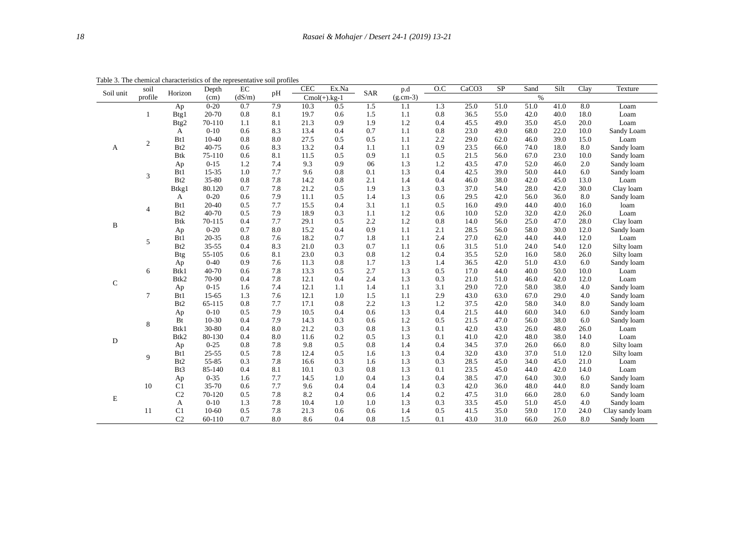Table 3. The chemical characteristics of the representative soil profiles

| Soil unit | soil profile | Horizon | Depth (cm) | EC (dS/m) | pH | CEC | Ex.Na | SAR | p.d ($g.cm^{-3}$) | O.C | $CaCO_3$ | SP | Sand | Silt | Clay | Texture |
|---|---|---|---|---|---|---|---|---|---|---|---|---|---|---|---|---|
| | | | | | | Cmol(+).kg-1 | | | | % | | | | | | |
| A | 1 | Ap | 0-20 | 0.7 | 7.9 | 10.3 | 0.5 | 1.5 | 1.1 | 1.3 | 25.0 | 51.0 | 51.0 | 41.0 | 8.0 | Loam |
| | | Btg1 | 20-70 | 0.8 | 8.1 | 19.7 | 0.6 | 1.5 | 1.1 | 0.8 | 36.5 | 55.0 | 42.0 | 40.0 | 18.0 | Loam |
| | | Btg2 | 70-110 | 1.1 | 8.1 | 21.3 | 0.9 | 1.9 | 1.2 | 0.4 | 45.5 | 49.0 | 35.0 | 45.0 | 20.0 | Loam |
| | 2 | A | 0-10 | 0.6 | 8.3 | 13.4 | 0.4 | 0.7 | 1.1 | 0.8 | 23.0 | 49.0 | 68.0 | 22.0 | 10.0 | Sandy Loam |
| | | Bt1 | 10-40 | 0.8 | 8.0 | 27.5 | 0.5 | 0.5 | 1.1 | 2.2 | 29.0 | 62.0 | 46.0 | 39.0 | 15.0 | Loam |
| | | Bt2 | 40-75 | 0.6 | 8.3 | 13.2 | 0.4 | 1.1 | 1.1 | 0.9 | 23.5 | 66.0 | 74.0 | 18.0 | 8.0 | Sandy loam |
| | | Btk | 75-110 | 0.6 | 8.1 | 11.5 | 0.5 | 0.9 | 1.1 | 0.5 | 21.5 | 56.0 | 67.0 | 23.0 | 10.0 | Sandy loam |
| | 3 | Ap | 0-15 | 1.2 | 7.4 | 9.3 | 0.9 | 06 | 1.3 | 1.2 | 43.5 | 47.0 | 52.0 | 46.0 | 2.0 | Sandy loam |
| | | Bt1 | 15-35 | 1.0 | 7.7 | 9.6 | 0.8 | 0.1 | 1.3 | 0.4 | 42.5 | 39.0 | 50.0 | 44.0 | 6.0 | Sandy loam |
| | | Bt2 | 35-80 | 0.8 | 7.8 | 14.2 | 0.8 | 2.1 | 1.4 | 0.4 | 46.0 | 38.0 | 42.0 | 45.0 | 13.0 | Loam |
| | | Btkg1 | 80.120 | 0.7 | 7.8 | 21.2 | 0.5 | 1.9 | 1.3 | 0.3 | 37.0 | 54.0 | 28.0 | 42.0 | 30.0 | Clay loam |
| B | 4 | A | 0-20 | 0.6 | 7.9 | 11.1 | 0.5 | 1.4 | 1.3 | 0.6 | 29.5 | 42.0 | 56.0 | 36.0 | 8.0 | Sandy loam |
| | | Bt1 | 20-40 | 0.5 | 7.7 | 15.5 | 0.4 | 3.1 | 1.1 | 0.5 | 16.0 | 49.0 | 44.0 | 40.0 | 16.0 | loam |
| | | Bt2 | 40-70 | 0.5 | 7.9 | 18.9 | 0.3 | 1.1 | 1.2 | 0.6 | 10.0 | 52.0 | 32.0 | 42.0 | 26.0 | Loam |
| | | Btk | 70-115 | 0.4 | 7.7 | 29.1 | 0.5 | 2.2 | 1.2 | 0.8 | 14.0 | 56.0 | 25.0 | 47.0 | 28.0 | Clay loam |
| | 5 | Ap | 0-20 | 0.7 | 8.0 | 15.2 | 0.4 | 0.9 | 1.1 | 2.1 | 28.5 | 56.0 | 58.0 | 30.0 | 12.0 | Sandy loam |
| | | Bt1 | 20-35 | 0.8 | 7.6 | 18.2 | 0.7 | 1.8 | 1.1 | 2.4 | 27.0 | 62.0 | 44.0 | 44.0 | 12.0 | Loam |
| | | Bt2 | 35-55 | 0.4 | 8.3 | 21.0 | 0.3 | 0.7 | 1.1 | 0.6 | 31.5 | 51.0 | 24.0 | 54.0 | 12.0 | Silty loam |
| | | Btg | 55-105 | 0.6 | 8.1 | 23.0 | 0.3 | 0.8 | 1.2 | 0.4 | 35.5 | 52.0 | 16.0 | 58.0 | 26.0 | Silty loam |
| C | 6 | Ap | 0-40 | 0.9 | 7.6 | 11.3 | 0.8 | 1.7 | 1.3 | 1.4 | 36.5 | 42.0 | 51.0 | 43.0 | 6.0 | Sandy loam |
| | | Btk1 | 40-70 | 0.6 | 7.8 | 13.3 | 0.5 | 2.7 | 1.3 | 0.5 | 17.0 | 44.0 | 40.0 | 50.0 | 10.0 | Loam |
| | | Btk2 | 70-90 | 0.4 | 7.8 | 12.1 | 0.4 | 2.4 | 1.3 | 0.3 | 21.0 | 51.0 | 46.0 | 42.0 | 12.0 | Loam |
| | 7 | Ap | 0-15 | 1.6 | 7.4 | 12.1 | 1.1 | 1.4 | 1.1 | 3.1 | 29.0 | 72.0 | 58.0 | 38.0 | 4.0 | Sandy loam |
| | | Bt1 | 15-65 | 1.3 | 7.6 | 12.1 | 1.0 | 1.5 | 1.1 | 2.9 | 43.0 | 63.0 | 67.0 | 29.0 | 4.0 | Sandy loam |
| | | Bt2 | 65-115 | 0.8 | 7.7 | 17.1 | 0.8 | 2.2 | 1.3 | 1.2 | 37.5 | 42.0 | 58.0 | 34.0 | 8.0 | Sandy loam |
| D | 8 | Ap | 0-10 | 0.5 | 7.9 | 10.5 | 0.4 | 0.6 | 1.3 | 0.4 | 21.5 | 44.0 | 60.0 | 34.0 | 6.0 | Sandy loam |
| | | Bt | 10-30 | 0.4 | 7.9 | 14.3 | 0.3 | 0.6 | 1.2 | 0.5 | 21.5 | 47.0 | 56.0 | 38.0 | 6.0 | Sandy loam |
| | | Btk1 | 30-80 | 0.4 | 8.0 | 21.2 | 0.3 | 0.8 | 1.3 | 0.1 | 42.0 | 43.0 | 26.0 | 48.0 | 26.0 | Loam |
| | | Btk2 | 80-130 | 0.4 | 8.0 | 11.6 | 0.2 | 0.5 | 1.3 | 0.1 | 41.0 | 42.0 | 48.0 | 38.0 | 14.0 | Loam |
| | 9 | Ap | 0-25 | 0.8 | 7.8 | 9.8 | 0.5 | 0.8 | 1.4 | 0.4 | 34.5 | 37.0 | 26.0 | 66.0 | 8.0 | Silty loam |
| | | Bt1 | 25-55 | 0.5 | 7.8 | 12.4 | 0.5 | 1.6 | 1.3 | 0.4 | 32.0 | 43.0 | 37.0 | 51.0 | 12.0 | Silty loam |
| | | Bt2 | 55-85 | 0.3 | 7.8 | 16.6 | 0.3 | 1.6 | 1.3 | 0.3 | 28.5 | 45.0 | 34.0 | 45.0 | 21.0 | Loam |
| | | Bt3 | 85-140 | 0.4 | 8.1 | 10.1 | 0.3 | 0.8 | 1.3 | 0.1 | 23.5 | 45.0 | 44.0 | 42.0 | 14.0 | Loam |
| E | 10 | Ap | 0-35 | 1.6 | 7.7 | 14.5 | 1.0 | 0.4 | 1.3 | 0.4 | 38.5 | 47.0 | 64.0 | 30.0 | 6.0 | Sandy loam |
| | | C1 | 35-70 | 0.6 | 7.7 | 9.6 | 0.4 | 0.4 | 1.4 | 0.3 | 42.0 | 36.0 | 48.0 | 44.0 | 8.0 | Sandy loam |
| | | C2 | 70-120 | 0.5 | 7.8 | 8.2 | 0.4 | 0.6 | 1.4 | 0.2 | 47.5 | 31.0 | 66.0 | 28.0 | 6.0 | Sandy loam |
| | 11 | A | 0-10 | 1.3 | 7.8 | 10.4 | 1.0 | 1.0 | 1.3 | 0.3 | 33.5 | 45.0 | 51.0 | 45.0 | 4.0 | Sandy loam |
| | | C1 | 10-60 | 0.5 | 7.8 | 21.3 | 0.6 | 0.6 | 1.4 | 0.5 | 41.5 | 35.0 | 59.0 | 17.0 | 24.0 | Clay sandy loam |
| | | C2 | 60-110 | 0.7 | 8.0 | 8.6 | 0.4 | 0.8 | 1.5 | 0.1 | 43.0 | 31.0 | 66.0 | 26.0 | 8.0 | Sandy loam |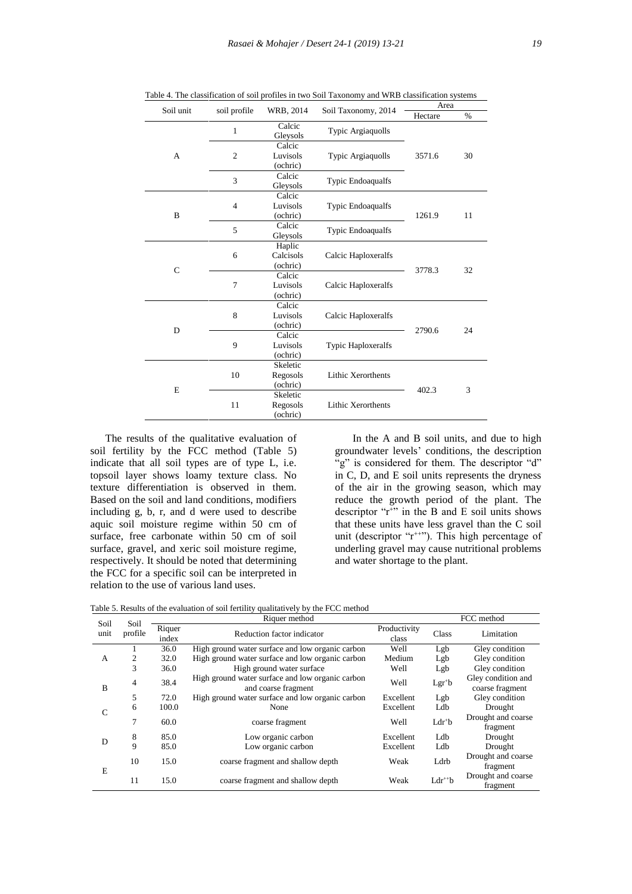Table 4. The classification of soil profiles in two Soil Taxonomy and WRB classification systems

| Soil unit | soil profile | WRB, 2014 | Soil Taxonomy, 2014 | Area | |
|---|---|---|---|---|---|
| | | | | Hectare | % |
| A | 1 | Calcic Gleysols | Typic Argiaquolls | 3571.6 | 30 |
| | 2 | Calcic Luvisols (ochric) | Typic Argiaquolls | | |
| | 3 | Calcic Gleysols | Typic Endoaqualfs | | |
| B | 4 | Calcic Luvisols (ochric) | Typic Endoaqualfs | 1261.9 | 11 |
| | 5 | Calcic Gleysols | Typic Endoaqualfs | | |
| C | 6 | Haplic Calcisols (ochric) | Calcic Haploxeralfs | 3778.3 | 32 |
| | 7 | Calcic Luvisols (ochric) | Calcic Haploxeralfs | | |
| D | 8 | Calcic Luvisols (ochric) | Calcic Haploxeralfs | 2790.6 | 24 |
| | 9 | Calcic Luvisols (ochric) | Typic Haploxeralfs | | |
| E | 10 | Skeletic Regosols (ochric) | Lithic Xerorthents | 402.3 | 3 |
| | 11 | Skeletic Regosols (ochric) | Lithic Xerorthents | | |

The results of the qualitative evaluation of soil fertility by the FCC method (Table 5) indicate that all soil types are of type L, i.e. topsoil layer shows loamy texture class. No texture differentiation is observed in them. Based on the soil and land conditions, modifiers including g, b, r, and d were used to describe aquic soil moisture regime within 50 cm of surface, free carbonate within 50 cm of soil surface, gravel, and xeric soil moisture regime, respectively. It should be noted that determining the FCC for a specific soil can be interpreted in relation to the use of various land uses.

In the A and B soil units, and due to high groundwater levels' conditions, the description "g" is considered for them. The descriptor "d" in C, D, and E soil units represents the dryness of the air in the growing season, which may reduce the growth period of the plant. The descriptor "$r^+$" in the B and E soil units shows that these units have less gravel than the C soil unit (descriptor "$r^{++}$"). This high percentage of underling gravel may cause nutritional problems and water shortage to the plant.

Table 5. Results of the evaluation of soil fertility qualitatively by the FCC method

| Soil unit | Soil profile | Riquer method | | | FCC method | |
|---|---|---|---|---|---|---|
| | | Riquer index | Reduction factor indicator | Productivity class | Class | Limitation |
| A | 1 | 36.0 | High ground water surface and low organic carbon | Well | Lgb | Gley condition |
| | 2 | 32.0 | High ground water surface and low organic carbon | Medium | Lgb | Gley condition |
| | 3 | 36.0 | High ground water surface | Well | Lgb | Gley condition |
| B | 4 | 38.4 | High ground water surface and low organic carbon and coarse fragment | Well | $Lgr^+b$ | Gley condition and coarse fragment |
| | 5 | 72.0 | High ground water surface and low organic carbon | Excellent | Lgb | Gley condition |
| C | 6 | 100.0 | None | Excellent | Ldb | Drought |
| | 7 | 60.0 | coarse fragment | Well | $Ldr^+b$ | Drought and coarse fragment |
| D | 8 | 85.0 | Low organic carbon | Excellent | Ldb | Drought |
| | 9 | 85.0 | Low organic carbon | Excellent | Ldb | Drought |
| E | 10 | 15.0 | coarse fragment and shallow depth | Weak | Ldrb | Drought and coarse fragment |
| | 11 | 15.0 | coarse fragment and shallow depth | Weak | $Ldr^{++}b$ | Drought and coarse fragment |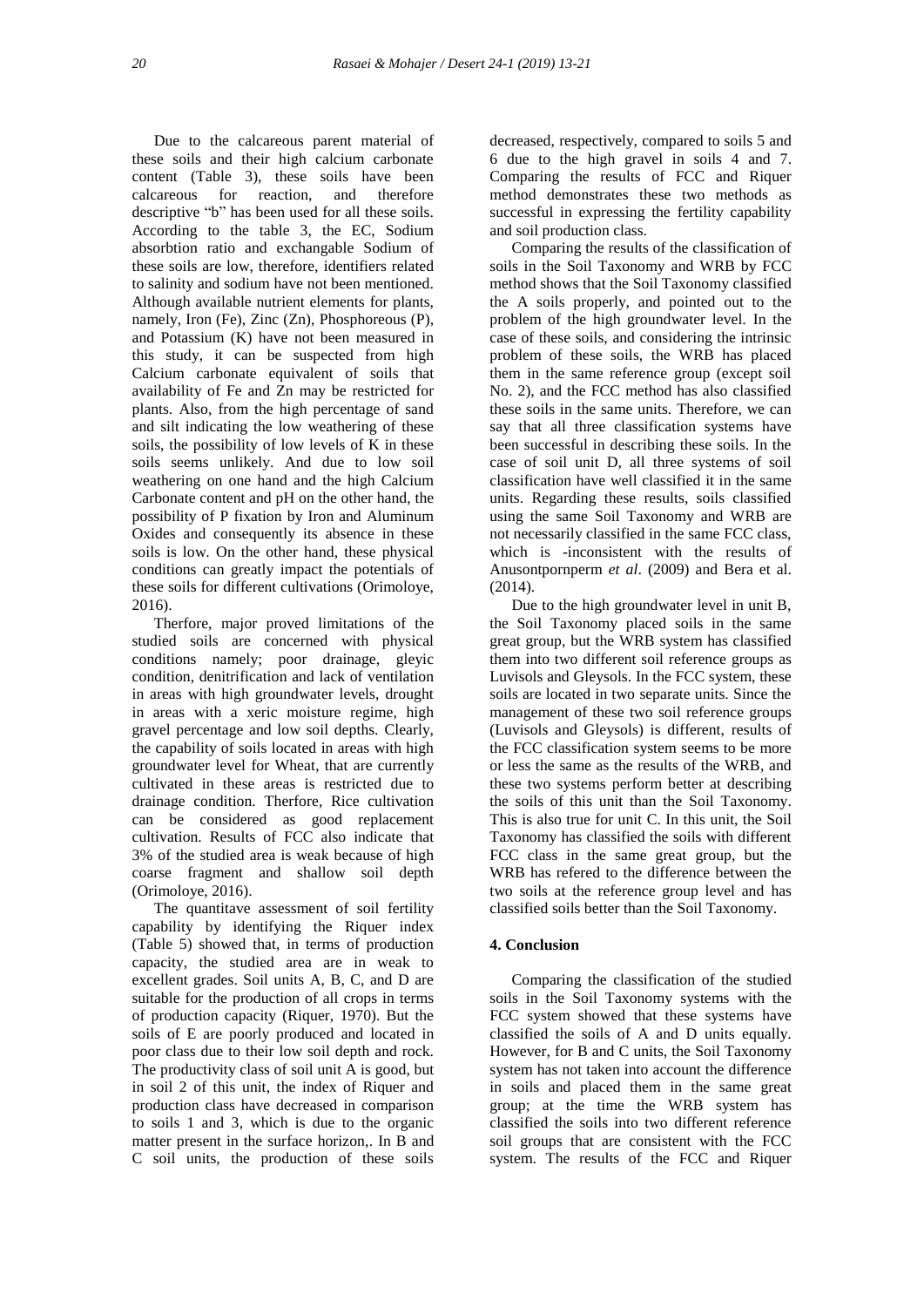Due to the calcareous parent material of these soils and their high calcium carbonate content (Table 3), these soils have been calcareous for reaction, and therefore descriptive "b" has been used for all these soils. According to the table 3, the EC, Sodium absorbtion ratio and exchangable Sodium of these soils are low, therefore, identifiers related to salinity and sodium have not been mentioned. Although available nutrient elements for plants, namely, Iron (Fe), Zinc (Zn), Phosphoreous (P), and Potassium (K) have not been measured in this study, it can be suspected from high Calcium carbonate equivalent of soils that availability of Fe and Zn may be restricted for plants. Also, from the high percentage of sand and silt indicating the low weathering of these soils, the possibility of low levels of K in these soils seems unlikely. And due to low soil weathering on one hand and the high Calcium Carbonate content and pH on the other hand, the possibility of P fixation by Iron and Aluminum Oxides and consequently its absence in these soils is low. On the other hand, these physical conditions can greatly impact the potentials of these soils for different cultivations (Orimoloye, 2016).

Therfore, major proved limitations of the studied soils are concerned with physical conditions namely; poor drainage, gleyic condition, denitrification and lack of ventilation in areas with high groundwater levels, drought in areas with a xeric moisture regime, high gravel percentage and low soil depths. Clearly, the capability of soils located in areas with high groundwater level for Wheat, that are currently cultivated in these areas is restricted due to drainage condition. Therfore, Rice cultivation can be considered as good replacement cultivation. Results of FCC also indicate that 3% of the studied area is weak because of high coarse fragment and shallow soil depth (Orimoloye, 2016).

The quantitave assessment of soil fertility capability by identifying the Riquer index (Table 5) showed that, in terms of production capacity, the studied area are in weak to excellent grades. Soil units A, B, C, and D are suitable for the production of all crops in terms of production capacity (Riquer, 1970). But the soils of E are poorly produced and located in poor class due to their low soil depth and rock. The productivity class of soil unit A is good, but in soil 2 of this unit, the index of Riquer and production class have decreased in comparison to soils 1 and 3, which is due to the organic matter present in the surface horizon,. In B and C soil units, the production of these soils decreased, respectively, compared to soils 5 and 6 due to the high gravel in soils 4 and 7. Comparing the results of FCC and Riquer method demonstrates these two methods as successful in expressing the fertility capability and soil production class.

Comparing the results of the classification of soils in the Soil Taxonomy and WRB by FCC method shows that the Soil Taxonomy classified the A soils properly, and pointed out to the problem of the high groundwater level. In the case of these soils, and considering the intrinsic problem of these soils, the WRB has placed them in the same reference group (except soil No. 2), and the FCC method has also classified these soils in the same units. Therefore, we can say that all three classification systems have been successful in describing these soils. In the case of soil unit D, all three systems of soil classification have well classified it in the same units. Regarding these results, soils classified using the same Soil Taxonomy and WRB are not necessarily classified in the same FCC class, which is -inconsistent with the results of Anusontpornperm *et al*. (2009) and Bera et al. (2014).

Due to the high groundwater level in unit B, the Soil Taxonomy placed soils in the same great group, but the WRB system has classified them into two different soil reference groups as Luvisols and Gleysols. In the FCC system, these soils are located in two separate units. Since the management of these two soil reference groups (Luvisols and Gleysols) is different, results of the FCC classification system seems to be more or less the same as the results of the WRB, and these two systems perform better at describing the soils of this unit than the Soil Taxonomy. This is also true for unit C. In this unit, the Soil Taxonomy has classified the soils with different FCC class in the same great group, but the WRB has refered to the difference between the two soils at the reference group level and has classified soils better than the Soil Taxonomy.

## 4. Conclusion

Comparing the classification of the studied soils in the Soil Taxonomy systems with the FCC system showed that these systems have classified the soils of A and D units equally. However, for B and C units, the Soil Taxonomy system has not taken into account the difference in soils and placed them in the same great group; at the time the WRB system has classified the soils into two different reference soil groups that are consistent with the FCC system. The results of the FCC and Riquer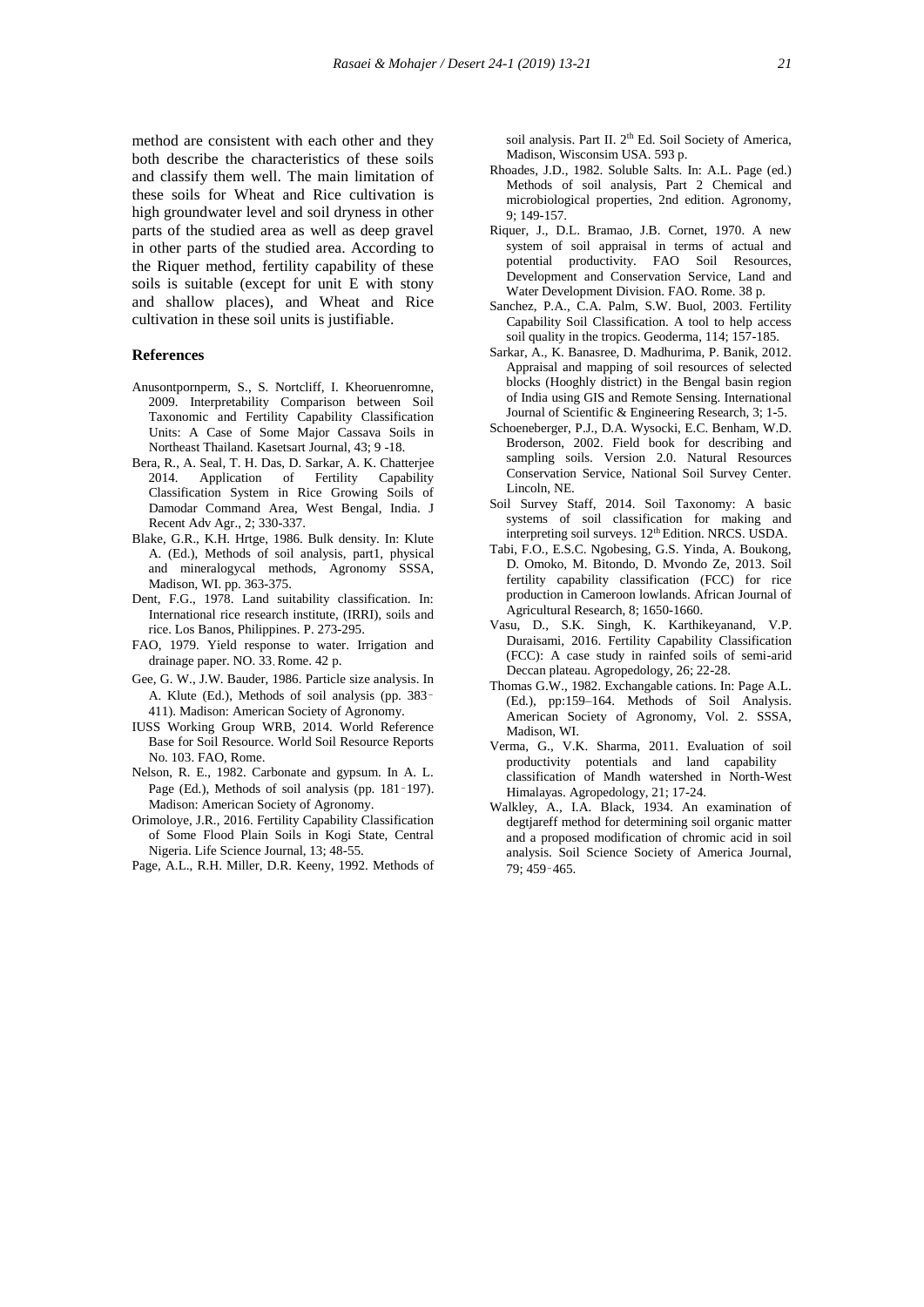method are consistent with each other and they both describe the characteristics of these soils and classify them well. The main limitation of these soils for Wheat and Rice cultivation is high groundwater level and soil dryness in other parts of the studied area as well as deep gravel in other parts of the studied area. According to the Riquer method, fertility capability of these soils is suitable (except for unit E with stony and shallow places), and Wheat and Rice cultivation in these soil units is justifiable.

## References

Anusontpornperm, S., S. Nortcliff, I. Kheoruenromne, 2009. Interpretability Comparison between Soil Taxonomic and Fertility Capability Classification Units: A Case of Some Major Cassava Soils in Northeast Thailand. Kasetsart Journal, 43; 9 -18.

Bera, R., A. Seal, T. H. Das, D. Sarkar, A. K. Chatterjee 2014. Application of Fertility Capability Classification System in Rice Growing Soils of Damodar Command Area, West Bengal, India. J Recent Adv Agr., 2; 330-337.

Blake, G.R., K.H. Hrtge, 1986. Bulk density. In: Klute A. (Ed.), Methods of soil analysis, part1, physical and mineralogycal methods, Agronomy SSSA, Madison, WI. pp. 363-375.

Dent, F.G., 1978. Land suitability classification. In: International rice research institute, (IRRI), soils and rice. Los Banos, Philippines. P. 273-295.

FAO, 1979. Yield response to water. Irrigation and drainage paper. NO. 33, Rome. 42 p.

Gee, G. W., J.W. Bauder, 1986. Particle size analysis. In A. Klute (Ed.), Methods of soil analysis (pp. 383–411). Madison: American Society of Agronomy.

IUSS Working Group WRB, 2014. World Reference Base for Soil Resource. World Soil Resource Reports No. 103. FAO, Rome.

Nelson, R. E., 1982. Carbonate and gypsum. In A. L. Page (Ed.), Methods of soil analysis (pp. 181–197). Madison: American Society of Agronomy.

Orimoloye, J.R., 2016. Fertility Capability Classification of Some Flood Plain Soils in Kogi State, Central Nigeria. Life Science Journal, 13; 48-55.

Page, A.L., R.H. Miller, D.R. Keeny, 1992. Methods of soil analysis. Part II. 2[th] Ed. Soil Society of America, Madison, Wisconsim USA. 593 p.

Rhoades, J.D., 1982. Soluble Salts. In: A.L. Page (ed.) Methods of soil analysis, Part 2 Chemical and microbiological properties, 2nd edition. Agronomy, 9; 149-157.

Riquer, J., D.L. Bramao, J.B. Cornet, 1970. A new system of soil appraisal in terms of actual and potential productivity. FAO Soil Resources, Development and Conservation Service, Land and Water Development Division. FAO. Rome. 38 p.

Sanchez, P.A., C.A. Palm, S.W. Buol, 2003. Fertility Capability Soil Classification. A tool to help access soil quality in the tropics. Geoderma, 114; 157-185.

Sarkar, A., K. Banasree, D. Madhurima, P. Banik, 2012. Appraisal and mapping of soil resources of selected blocks (Hooghly district) in the Bengal basin region of India using GIS and Remote Sensing. International Journal of Scientific & Engineering Research, 3; 1-5.

Schoeneberger, P.J., D.A. Wysocki, E.C. Benham, W.D. Broderson, 2002. Field book for describing and sampling soils. Version 2.0. Natural Resources Conservation Service, National Soil Survey Center. Lincoln, NE.

Soil Survey Staff, 2014. Soil Taxonomy: A basic systems of soil classification for making and interpreting soil surveys. 12[th] Edition. NRCS. USDA.

Tabi, F.O., E.S.C. Ngobesing, G.S. Yinda, A. Boukong, D. Omoko, M. Bitondo, D. Mvondo Ze, 2013. Soil fertility capability classification (FCC) for rice production in Cameroon lowlands. African Journal of Agricultural Research, 8; 1650-1660.

Vasu, D., S.K. Singh, K. Karthikeyanand, V.P. Duraisami, 2016. Fertility Capability Classification (FCC): A case study in rainfed soils of semi-arid Deccan plateau. Agropedology, 26; 22-28.

Thomas G.W., 1982. Exchangable cations. In: Page A.L. (Ed.), pp:159–164. Methods of Soil Analysis. American Society of Agronomy, Vol. 2. SSSA, Madison, WI.

Verma, G., V.K. Sharma, 2011. Evaluation of soil productivity potentials and land capability classification of Mandh watershed in North-West Himalayas. Agropedology, 21; 17-24.

Walkley, A., I.A. Black, 1934. An examination of degtjareff method for determining soil organic matter and a proposed modification of chromic acid in soil analysis. Soil Science Society of America Journal, 79; 459–465.